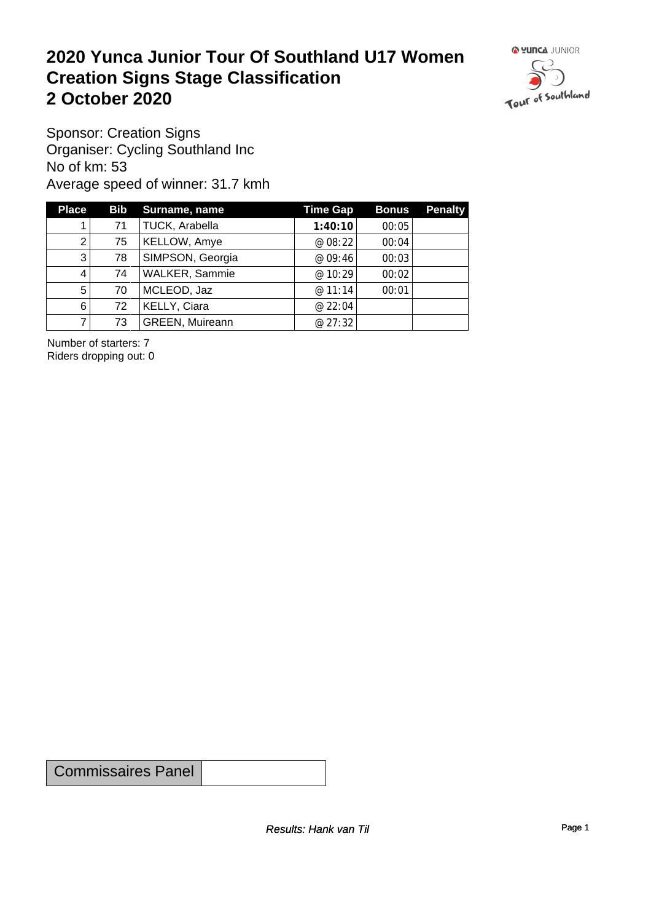# 2020 Yunca Junior Tour Of Southland U17 Women
# Creation Signs Stage Classification
# 2 October 2020

Sponsor: Creation Signs
Organiser: Cycling Southland Inc
No of km: 53
Average speed of winner: 31.7 kmh

| Place | Bib | Surname, name | Time Gap | Bonus | Penalty |
|---|---|---|---|---|---|
| 1 | 71 | TUCK, Arabella | **1:40:10** | 00:05 | |
| 2 | 75 | KELLOW, Amye | @ 08:22 | 00:04 | |
| 3 | 78 | SIMPSON, Georgia | @ 09:46 | 00:03 | |
| 4 | 74 | WALKER, Sammie | @ 10:29 | 00:02 | |
| 5 | 70 | MCLEOD, Jaz | @ 11:14 | 00:01 | |
| 6 | 72 | KELLY, Ciara | @ 22:04 | | |
| 7 | 73 | GREEN, Muireann | @ 27:32 | | |

Number of starters: 7
Riders dropping out: 0

| Commissaires Panel | |
|---|---|

*Results: Hank van Til*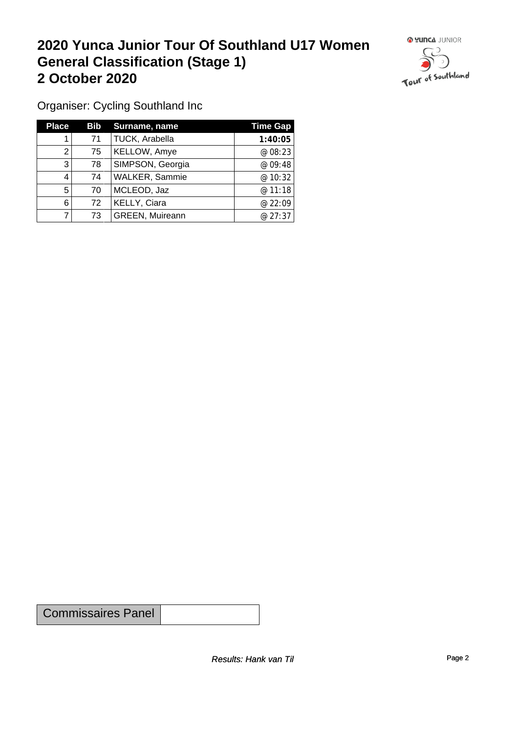# 2020 Yunca Junior Tour Of Southland U17 Women General Classification (Stage 1) 2 October 2020

Organiser: Cycling Southland Inc

| Place | Bib | Surname, name | Time Gap |
|---|---|---|---|
| 1 | 71 | TUCK, Arabella | **1:40:05** |
| 2 | 75 | KELLOW, Amye | @ 08:23 |
| 3 | 78 | SIMPSON, Georgia | @ 09:48 |
| 4 | 74 | WALKER, Sammie | @ 10:32 |
| 5 | 70 | MCLEOD, Jaz | @ 11:18 |
| 6 | 72 | KELLY, Ciara | @ 22:09 |
| 7 | 73 | GREEN, Muireann | @ 27:37 |

| Commissaires Panel | |
|---|---|

*Results: Hank van Til*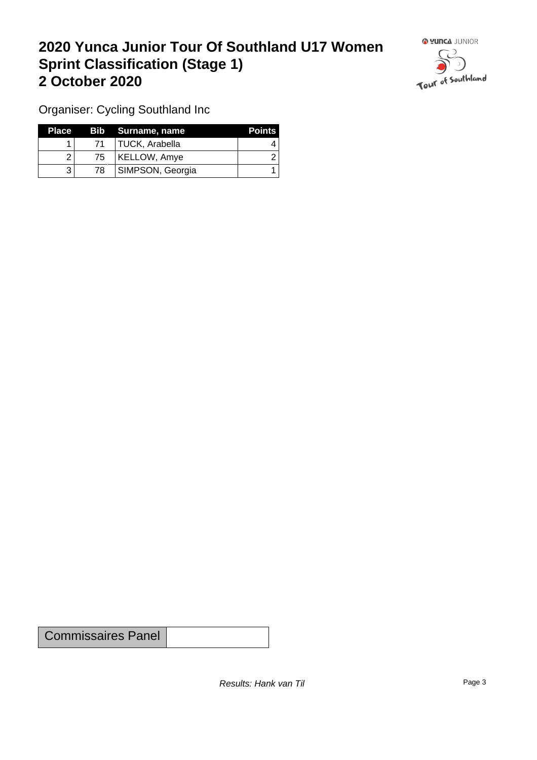# 2020 Yunca Junior Tour Of Southland U17 Women
# Sprint Classification (Stage 1)
# 2 October 2020

Organiser: Cycling Southland Inc

| Place | Bib | Surname, name | Points |
|---|---|---|---|
| 1 | 71 | TUCK, Arabella | 4 |
| 2 | 75 | KELLOW, Amye | 2 |
| 3 | 78 | SIMPSON, Georgia | 1 |

| Commissaires Panel | |
|---|---|

*Results: Hank van Til*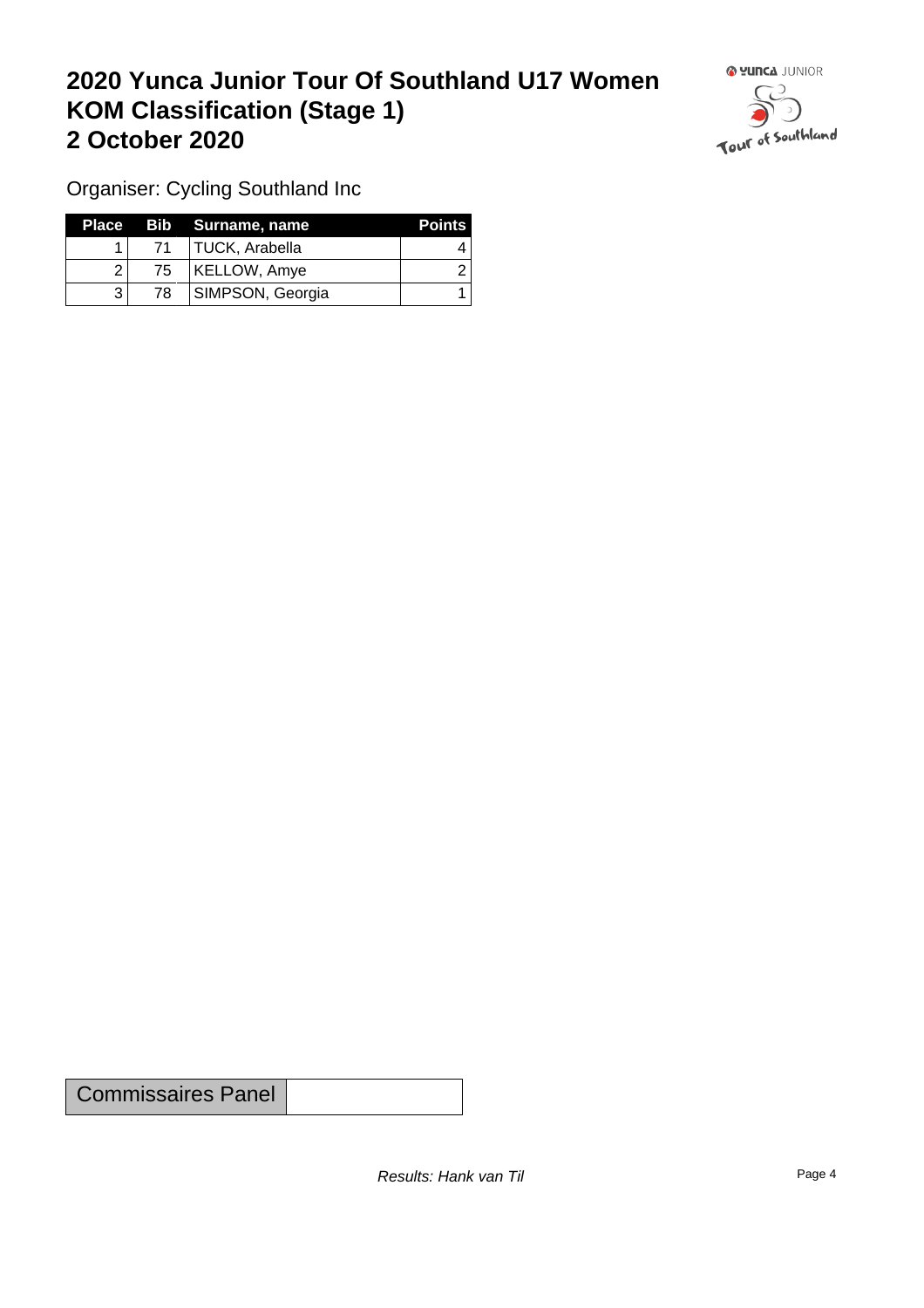# 2020 Yunca Junior Tour Of Southland U17 Women KOM Classification (Stage 1) 2 October 2020

Organiser: Cycling Southland Inc

| Place | Bib | Surname, name | Points |
|---|---|---|---|
| 1 | 71 | TUCK, Arabella | 4 |
| 2 | 75 | KELLOW, Amye | 2 |
| 3 | 78 | SIMPSON, Georgia | 1 |

| Commissaires Panel | |
|---|---|

*Results: Hank van Til*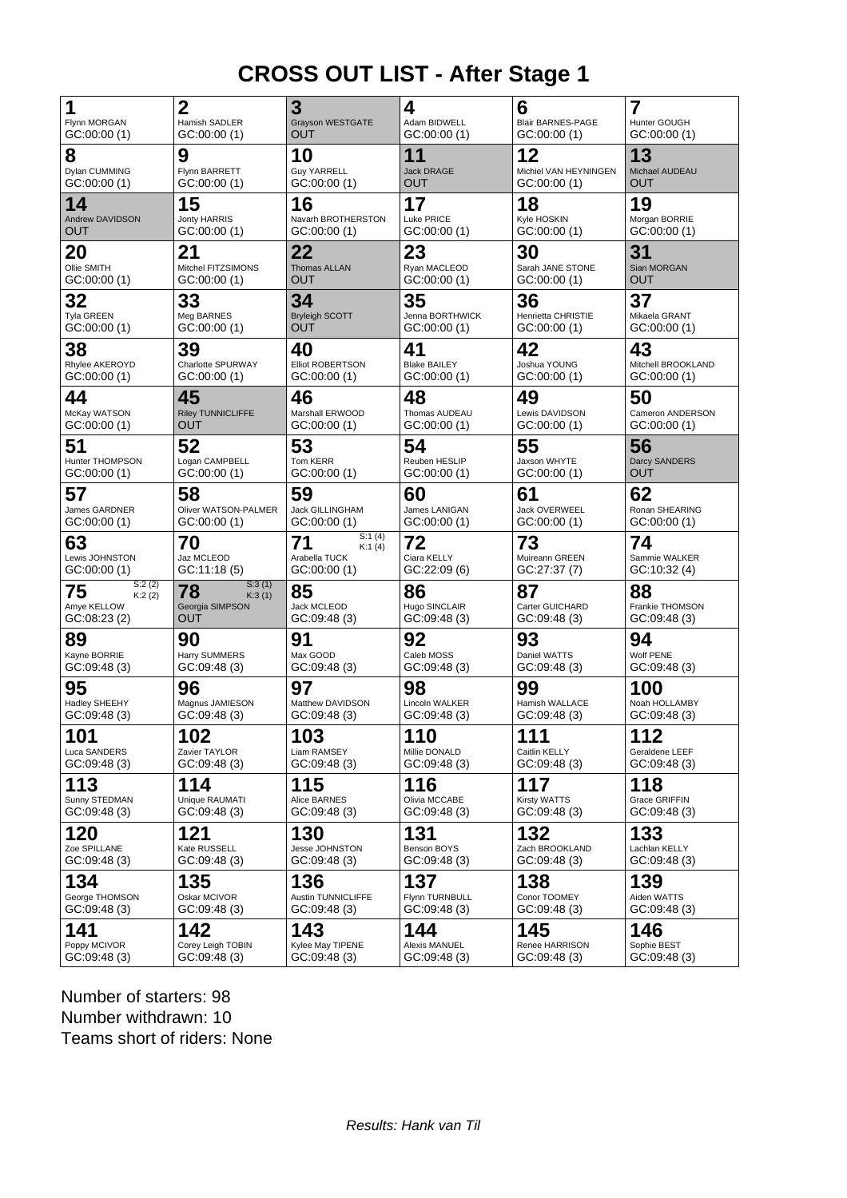# CROSS OUT LIST - After Stage 1

| | | | | | |
|---|---|---|---|---|---|
| **1** Flynn MORGAN GC:00:00 (1) | **2** Hamish SADLER GC:00:00 (1) | **3** Grayson WESTGATE OUT | **4** Adam BIDWELL GC:00:00 (1) | **6** Blair BARNES-PAGE GC:00:00 (1) | **7** Hunter GOUGH GC:00:00 (1) |
| **8** Dylan CUMMING GC:00:00 (1) | **9** Flynn BARRETT GC:00:00 (1) | **10** Guy YARRELL GC:00:00 (1) | **11** Jack DRAGE OUT | **12** Michiel VAN HEYNINGEN GC:00:00 (1) | **13** Michael AUDEAU OUT |
| **14** Andrew DAVIDSON OUT | **15** Jonty HARRIS GC:00:00 (1) | **16** Navarh BROTHERSTON GC:00:00 (1) | **17** Luke PRICE GC:00:00 (1) | **18** Kyle HOSKIN GC:00:00 (1) | **19** Morgan BORRIE GC:00:00 (1) |
| **20** Ollie SMITH GC:00:00 (1) | **21** Mitchel FITZSIMONS GC:00:00 (1) | **22** Thomas ALLAN OUT | **23** Ryan MACLEOD GC:00:00 (1) | **30** Sarah JANE STONE GC:00:00 (1) | **31** Sian MORGAN OUT |
| **32** Tyla GREEN GC:00:00 (1) | **33** Meg BARNES GC:00:00 (1) | **34** Bryleigh SCOTT OUT | **35** Jenna BORTHWICK GC:00:00 (1) | **36** Henrietta CHRISTIE GC:00:00 (1) | **37** Mikaela GRANT GC:00:00 (1) |
| **38** Rhylee AKEROYD GC:00:00 (1) | **39** Charlotte SPURWAY GC:00:00 (1) | **40** Elliot ROBERTSON GC:00:00 (1) | **41** Blake BAILEY GC:00:00 (1) | **42** Joshua YOUNG GC:00:00 (1) | **43** Mitchell BROOKLAND GC:00:00 (1) |
| **44** McKay WATSON GC:00:00 (1) | **45** Riley TUNNICLIFFE OUT | **46** Marshall ERWOOD GC:00:00 (1) | **48** Thomas AUDEAU GC:00:00 (1) | **49** Lewis DAVIDSON GC:00:00 (1) | **50** Cameron ANDERSON GC:00:00 (1) |
| **51** Hunter THOMPSON GC:00:00 (1) | **52** Logan CAMPBELL GC:00:00 (1) | **53** Tom KERR GC:00:00 (1) | **54** Reuben HESLIP GC:00:00 (1) | **55** Jaxson WHYTE GC:00:00 (1) | **56** Darcy SANDERS OUT |
| **57** James GARDNER GC:00:00 (1) | **58** Oliver WATSON-PALMER GC:00:00 (1) | **59** Jack GILLINGHAM GC:00:00 (1) | **60** James LANIGAN GC:00:00 (1) | **61** Jack OVERWEEL GC:00:00 (1) | **62** Ronan SHEARING GC:00:00 (1) |
| **63** Lewis JOHNSTON GC:00:00 (1) | **70** Jaz MCLEOD GC:11:18 (5) | **71** S:1 (4) K:1 (4) Arabella TUCK GC:00:00 (1) | **72** Ciara KELLY GC:22:09 (6) | **73** Muireann GREEN GC:27:37 (7) | **74** Sammie WALKER GC:10:32 (4) |
| **75** S:2 (2) K:2 (2) Amye KELLOW GC:08:23 (2) | **78** S:3 (1) K:3 (1) Georgia SIMPSON OUT | **85** Jack MCLEOD GC:09:48 (3) | **86** Hugo SINCLAIR GC:09:48 (3) | **87** Carter GUICHARD GC:09:48 (3) | **88** Frankie THOMSON GC:09:48 (3) |
| **89** Kayne BORRIE GC:09:48 (3) | **90** Harry SUMMERS GC:09:48 (3) | **91** Max GOOD GC:09:48 (3) | **92** Caleb MOSS GC:09:48 (3) | **93** Daniel WATTS GC:09:48 (3) | **94** Wolf PENE GC:09:48 (3) |
| **95** Hadley SHEEHY GC:09:48 (3) | **96** Magnus JAMIESON GC:09:48 (3) | **97** Matthew DAVIDSON GC:09:48 (3) | **98** Lincoln WALKER GC:09:48 (3) | **99** Hamish WALLACE GC:09:48 (3) | **100** Noah HOLLAMBY GC:09:48 (3) |
| **101** Luca SANDERS GC:09:48 (3) | **102** Zavier TAYLOR GC:09:48 (3) | **103** Liam RAMSEY GC:09:48 (3) | **110** Millie DONALD GC:09:48 (3) | **111** Caitlin KELLY GC:09:48 (3) | **112** Geraldene LEEF GC:09:48 (3) |
| **113** Sunny STEDMAN GC:09:48 (3) | **114** Unique RAUMATI GC:09:48 (3) | **115** Alice BARNES GC:09:48 (3) | **116** Olivia MCCABE GC:09:48 (3) | **117** Kirsty WATTS GC:09:48 (3) | **118** Grace GRIFFIN GC:09:48 (3) |
| **120** Zoe SPILLANE GC:09:48 (3) | **121** Kate RUSSELL GC:09:48 (3) | **130** Jesse JOHNSTON GC:09:48 (3) | **131** Benson BOYS GC:09:48 (3) | **132** Zach BROOKLAND GC:09:48 (3) | **133** Lachlan KELLY GC:09:48 (3) |
| **134** George THOMSON GC:09:48 (3) | **135** Oskar MCIVOR GC:09:48 (3) | **136** Austin TUNNICLIFFE GC:09:48 (3) | **137** Flynn TURNBULL GC:09:48 (3) | **138** Conor TOOMEY GC:09:48 (3) | **139** Aiden WATTS GC:09:48 (3) |
| **141** Poppy MCIVOR GC:09:48 (3) | **142** Corey Leigh TOBIN GC:09:48 (3) | **143** Kylee May TIPENE GC:09:48 (3) | **144** Alexis MANUEL GC:09:48 (3) | **145** Renee HARRISON GC:09:48 (3) | **146** Sophie BEST GC:09:48 (3) |

Number of starters: 98
Number withdrawn: 10
Teams short of riders: None

*Results: Hank van Til*